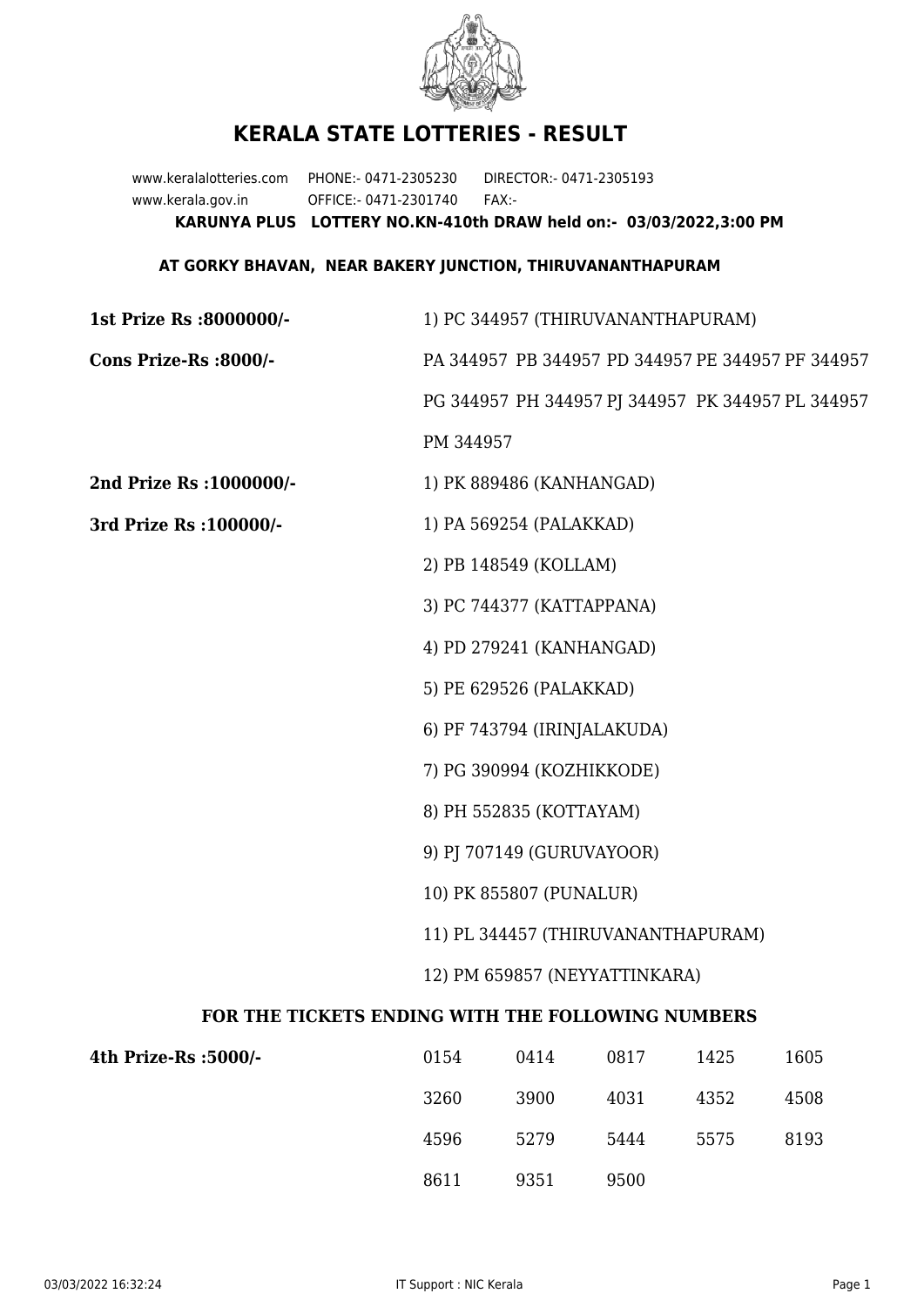# KERALA STATE LOTTERIES - RESULT

www.keralalotteries.com PHONE:- 0471-2305230 DIRECTOR:- 0471-2305193

www.kerala.gov.in OFFICE:- 0471-2301740 FAX:-

**KARUNYA PLUS LOTTERY NO.KN-410th DRAW held on:- 03/03/2022,3:00 PM**

**AT GORKY BHAVAN, NEAR BAKERY JUNCTION, THIRUVANANTHAPURAM**

**1st Prize Rs :8000000/-** 1) PC 344957 (THIRUVANANTHAPURAM)

**Cons Prize-Rs :8000/-** PA 344957 PB 344957 PD 344957 PE 344957 PF 344957 PG 344957 PH 344957 PJ 344957 PK 344957 PL 344957 PM 344957

**2nd Prize Rs :1000000/-** 1) PK 889486 (KANHANGAD)

**3rd Prize Rs :100000/-**

1) PA 569254 (PALAKKAD)
2) PB 148549 (KOLLAM)
3) PC 744377 (KATTAPPANA)
4) PD 279241 (KANHANGAD)
5) PE 629526 (PALAKKAD)
6) PF 743794 (IRINJALAKUDA)
7) PG 390994 (KOZHIKKODE)
8) PH 552835 (KOTTAYAM)
9) PJ 707149 (GURUVAYOOR)
10) PK 855807 (PUNALUR)
11) PL 344457 (THIRUVANANTHAPURAM)
12) PM 659857 (NEYYATTINKARA)

## FOR THE TICKETS ENDING WITH THE FOLLOWING NUMBERS

**4th Prize-Rs :5000/-**

| | | | | |
|---|---|---|---|---|
| 0154 | 0414 | 0817 | 1425 | 1605 |
| 3260 | 3900 | 4031 | 4352 | 4508 |
| 4596 | 5279 | 5444 | 5575 | 8193 |
| 8611 | 9351 | 9500 | | |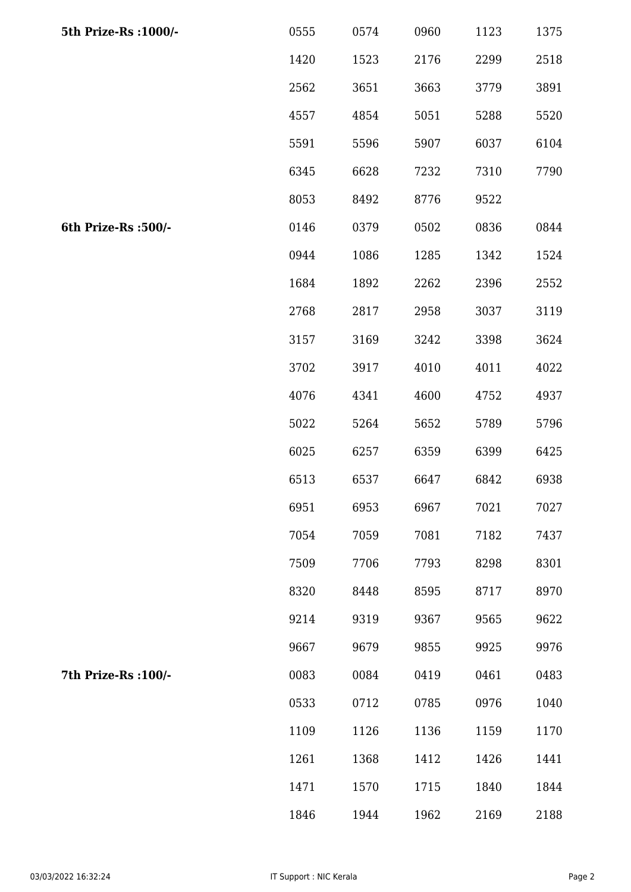| | | | | | |
|---|---|---|---|---|---|
| **5th Prize-Rs :1000/-** | 0555 | 0574 | 0960 | 1123 | 1375 |
| | 1420 | 1523 | 2176 | 2299 | 2518 |
| | 2562 | 3651 | 3663 | 3779 | 3891 |
| | 4557 | 4854 | 5051 | 5288 | 5520 |
| | 5591 | 5596 | 5907 | 6037 | 6104 |
| | 6345 | 6628 | 7232 | 7310 | 7790 |
| | 8053 | 8492 | 8776 | 9522 | |
| **6th Prize-Rs :500/-** | 0146 | 0379 | 0502 | 0836 | 0844 |
| | 0944 | 1086 | 1285 | 1342 | 1524 |
| | 1684 | 1892 | 2262 | 2396 | 2552 |
| | 2768 | 2817 | 2958 | 3037 | 3119 |
| | 3157 | 3169 | 3242 | 3398 | 3624 |
| | 3702 | 3917 | 4010 | 4011 | 4022 |
| | 4076 | 4341 | 4600 | 4752 | 4937 |
| | 5022 | 5264 | 5652 | 5789 | 5796 |
| | 6025 | 6257 | 6359 | 6399 | 6425 |
| | 6513 | 6537 | 6647 | 6842 | 6938 |
| | 6951 | 6953 | 6967 | 7021 | 7027 |
| | 7054 | 7059 | 7081 | 7182 | 7437 |
| | 7509 | 7706 | 7793 | 8298 | 8301 |
| | 8320 | 8448 | 8595 | 8717 | 8970 |
| | 9214 | 9319 | 9367 | 9565 | 9622 |
| | 9667 | 9679 | 9855 | 9925 | 9976 |
| **7th Prize-Rs :100/-** | 0083 | 0084 | 0419 | 0461 | 0483 |
| | 0533 | 0712 | 0785 | 0976 | 1040 |
| | 1109 | 1126 | 1136 | 1159 | 1170 |
| | 1261 | 1368 | 1412 | 1426 | 1441 |
| | 1471 | 1570 | 1715 | 1840 | 1844 |
| | 1846 | 1944 | 1962 | 2169 | 2188 |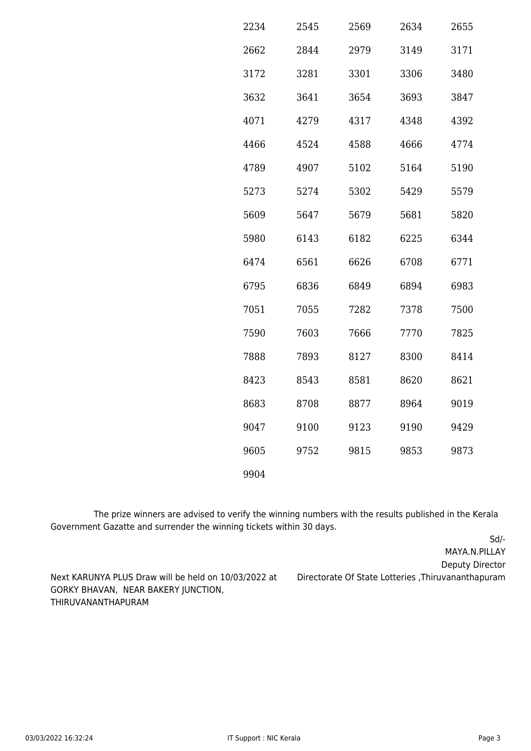| | | | | |
|---|---|---|---|---|
| 2234 | 2545 | 2569 | 2634 | 2655 |
| 2662 | 2844 | 2979 | 3149 | 3171 |
| 3172 | 3281 | 3301 | 3306 | 3480 |
| 3632 | 3641 | 3654 | 3693 | 3847 |
| 4071 | 4279 | 4317 | 4348 | 4392 |
| 4466 | 4524 | 4588 | 4666 | 4774 |
| 4789 | 4907 | 5102 | 5164 | 5190 |
| 5273 | 5274 | 5302 | 5429 | 5579 |
| 5609 | 5647 | 5679 | 5681 | 5820 |
| 5980 | 6143 | 6182 | 6225 | 6344 |
| 6474 | 6561 | 6626 | 6708 | 6771 |
| 6795 | 6836 | 6849 | 6894 | 6983 |
| 7051 | 7055 | 7282 | 7378 | 7500 |
| 7590 | 7603 | 7666 | 7770 | 7825 |
| 7888 | 7893 | 8127 | 8300 | 8414 |
| 8423 | 8543 | 8581 | 8620 | 8621 |
| 8683 | 8708 | 8877 | 8964 | 9019 |
| 9047 | 9100 | 9123 | 9190 | 9429 |
| 9605 | 9752 | 9815 | 9853 | 9873 |
| 9904 | | | | |

The prize winners are advised to verify the winning numbers with the results published in the Kerala Government Gazatte and surrender the winning tickets within 30 days.

Sd/-
MAYA.N.PILLAY
Deputy Director
Directorate Of State Lotteries ,Thiruvananthapuram

Next KARUNYA PLUS Draw will be held on 10/03/2022 at GORKY BHAVAN, NEAR BAKERY JUNCTION, THIRUVANANTHAPURAM